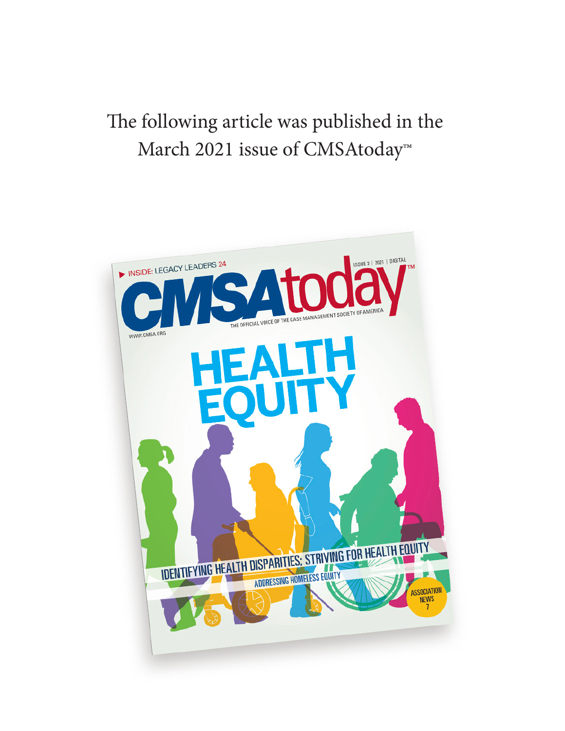The following article was published in the March 2021 issue of CMSAtoday™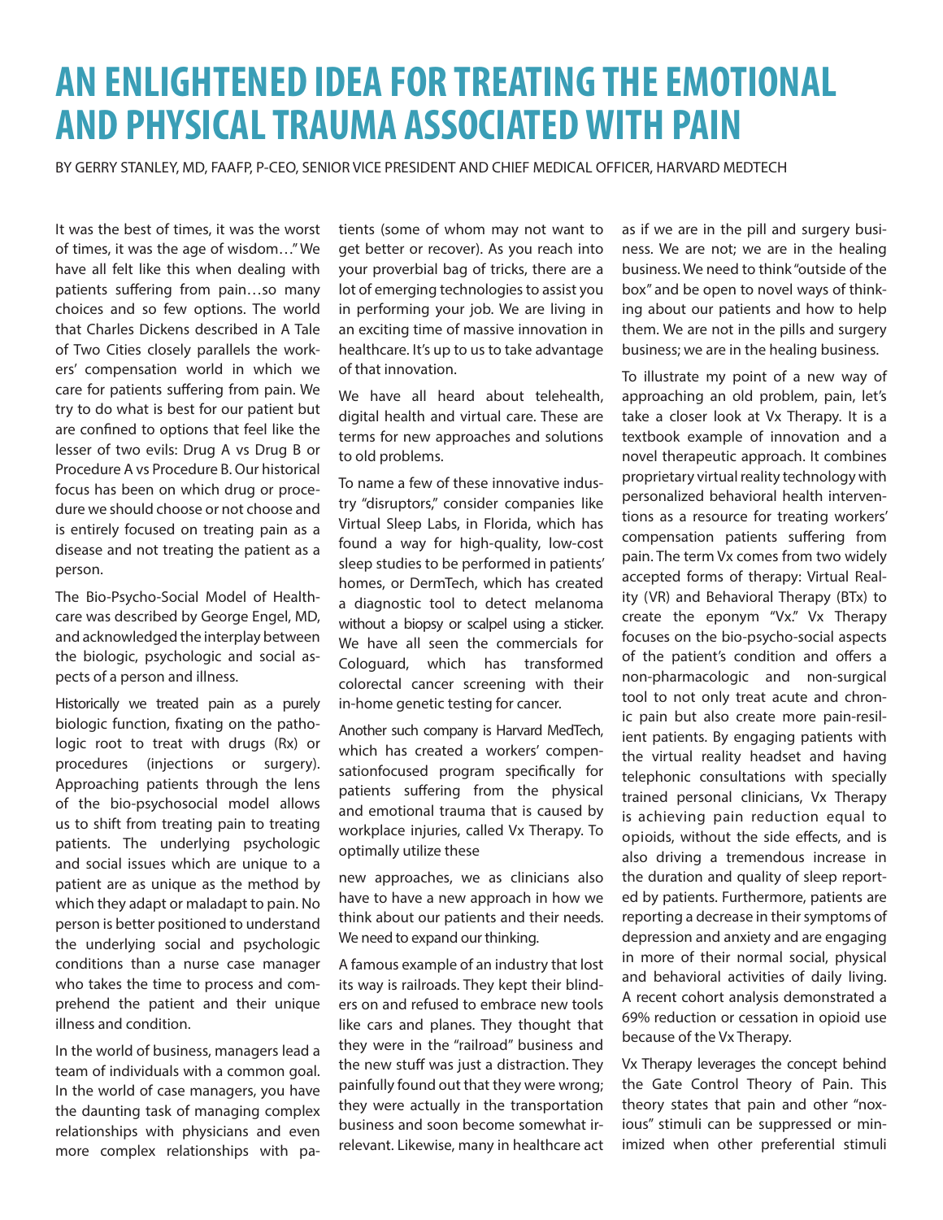# AN ENLIGHTENED IDEA FOR TREATING THE EMOTIONAL AND PHYSICAL TRAUMA ASSOCIATED WITH PAIN

BY GERRY STANLEY, MD, FAAFP, P-CEO, SENIOR VICE PRESIDENT AND CHIEF MEDICAL OFFICER, HARVARD MEDTECH

It was the best of times, it was the worst of times, it was the age of wisdom…" We have all felt like this when dealing with patients suffering from pain…so many choices and so few options. The world that Charles Dickens described in A Tale of Two Cities closely parallels the workers' compensation world in which we care for patients suffering from pain. We try to do what is best for our patient but are confined to options that feel like the lesser of two evils: Drug A vs Drug B or Procedure A vs Procedure B. Our historical focus has been on which drug or procedure we should choose or not choose and is entirely focused on treating pain as a disease and not treating the patient as a person.

The Bio-Psycho-Social Model of Healthcare was described by George Engel, MD, and acknowledged the interplay between the biologic, psychologic and social aspects of a person and illness.

Historically we treated pain as a purely biologic function, fixating on the pathologic root to treat with drugs (Rx) or procedures (injections or surgery). Approaching patients through the lens of the bio-psychosocial model allows us to shift from treating pain to treating patients. The underlying psychologic and social issues which are unique to a patient are as unique as the method by which they adapt or maladapt to pain. No person is better positioned to understand the underlying social and psychologic conditions than a nurse case manager who takes the time to process and comprehend the patient and their unique illness and condition.

In the world of business, managers lead a team of individuals with a common goal. In the world of case managers, you have the daunting task of managing complex relationships with physicians and even more complex relationships with patients (some of whom may not want to get better or recover). As you reach into your proverbial bag of tricks, there are a lot of emerging technologies to assist you in performing your job. We are living in an exciting time of massive innovation in healthcare. It's up to us to take advantage of that innovation.

We have all heard about telehealth, digital health and virtual care. These are terms for new approaches and solutions to old problems.

To name a few of these innovative industry "disruptors," consider companies like Virtual Sleep Labs, in Florida, which has found a way for high-quality, low-cost sleep studies to be performed in patients' homes, or DermTech, which has created a diagnostic tool to detect melanoma without a biopsy or scalpel using a sticker. We have all seen the commercials for Cologuard, which has transformed colorectal cancer screening with their in-home genetic testing for cancer.

Another such company is Harvard MedTech, which has created a workers' compensationfocused program specifically for patients suffering from the physical and emotional trauma that is caused by workplace injuries, called Vx Therapy. To optimally utilize these new approaches, we as clinicians also have to have a new approach in how we think about our patients and their needs. We need to expand our thinking.

A famous example of an industry that lost its way is railroads. They kept their blinders on and refused to embrace new tools like cars and planes. They thought that they were in the "railroad" business and the new stuff was just a distraction. They painfully found out that they were wrong; they were actually in the transportation business and soon become somewhat irrelevant. Likewise, many in healthcare act as if we are in the pill and surgery business. We are not; we are in the healing business. We need to think "outside of the box" and be open to novel ways of thinking about our patients and how to help them. We are not in the pills and surgery business; we are in the healing business.

To illustrate my point of a new way of approaching an old problem, pain, let's take a closer look at Vx Therapy. It is a textbook example of innovation and a novel therapeutic approach. It combines proprietary virtual reality technology with personalized behavioral health interventions as a resource for treating workers' compensation patients suffering from pain. The term Vx comes from two widely accepted forms of therapy: Virtual Reality (VR) and Behavioral Therapy (BTx) to create the eponym "Vx." Vx Therapy focuses on the bio-psycho-social aspects of the patient's condition and offers a non-pharmacologic and non-surgical tool to not only treat acute and chronic pain but also create more pain-resilient patients. By engaging patients with the virtual reality headset and having telephonic consultations with specially trained personal clinicians, Vx Therapy is achieving pain reduction equal to opioids, without the side effects, and is also driving a tremendous increase in the duration and quality of sleep reported by patients. Furthermore, patients are reporting a decrease in their symptoms of depression and anxiety and are engaging in more of their normal social, physical and behavioral activities of daily living. A recent cohort analysis demonstrated a 69% reduction or cessation in opioid use because of the Vx Therapy.

Vx Therapy leverages the concept behind the Gate Control Theory of Pain. This theory states that pain and other "noxious" stimuli can be suppressed or minimized when other preferential stimuli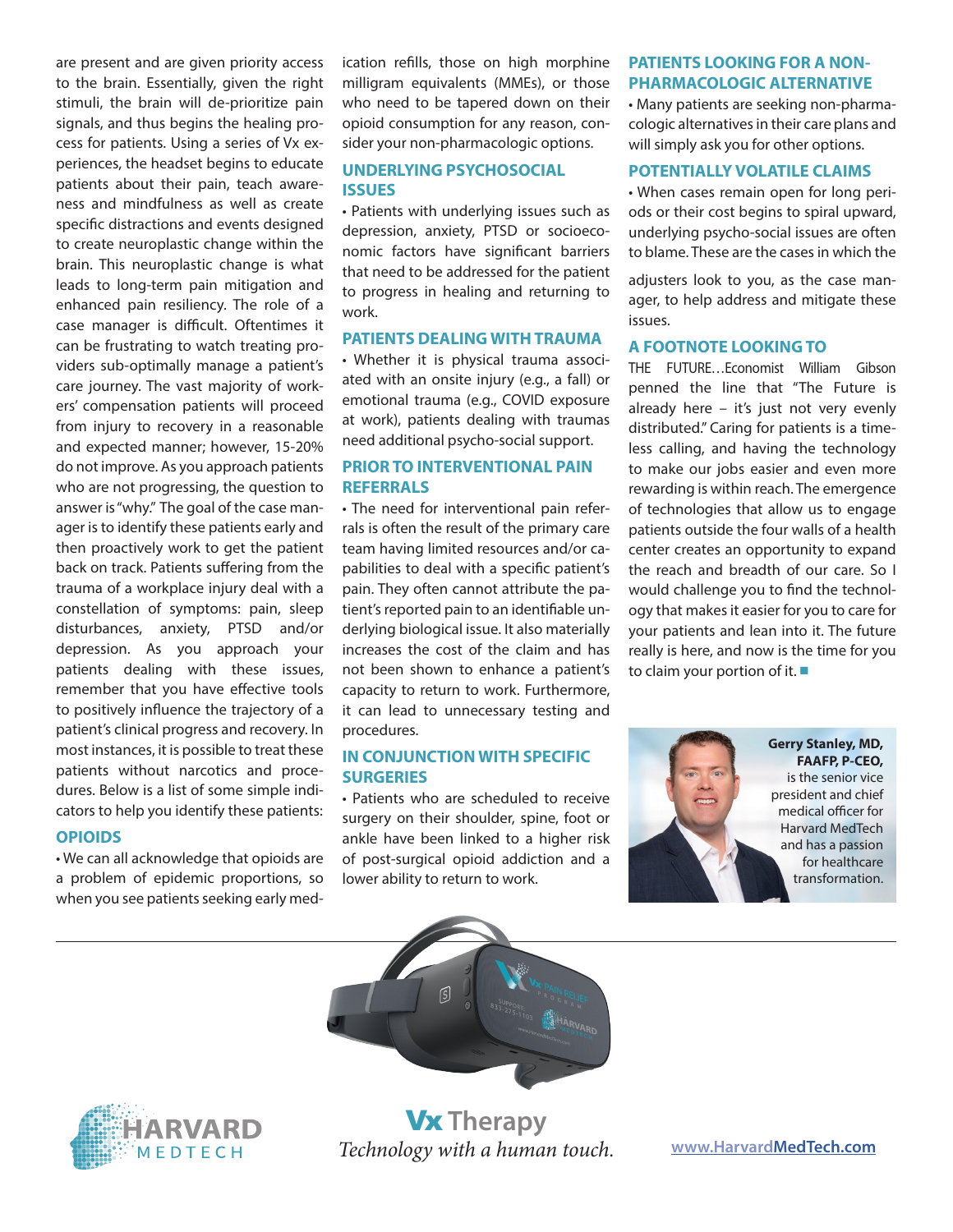are present and are given priority access to the brain. Essentially, given the right stimuli, the brain will de-prioritize pain signals, and thus begins the healing process for patients. Using a series of Vx experiences, the headset begins to educate patients about their pain, teach awareness and mindfulness as well as create specific distractions and events designed to create neuroplastic change within the brain. This neuroplastic change is what leads to long-term pain mitigation and enhanced pain resiliency. The role of a case manager is difficult. Oftentimes it can be frustrating to watch treating providers sub-optimally manage a patient's care journey. The vast majority of workers' compensation patients will proceed from injury to recovery in a reasonable and expected manner; however, 15-20% do not improve. As you approach patients who are not progressing, the question to answer is "why." The goal of the case manager is to identify these patients early and then proactively work to get the patient back on track. Patients suffering from the trauma of a workplace injury deal with a constellation of symptoms: pain, sleep disturbances, anxiety, PTSD and/or depression. As you approach your patients dealing with these issues, remember that you have effective tools to positively influence the trajectory of a patient's clinical progress and recovery. In most instances, it is possible to treat these patients without narcotics and procedures. Below is a list of some simple indicators to help you identify these patients:

### OPIOIDS

• We can all acknowledge that opioids are a problem of epidemic proportions, so when you see patients seeking early medication refills, those on high morphine milligram equivalents (MMEs), or those who need to be tapered down on their opioid consumption for any reason, consider your non-pharmacologic options.

### UNDERLYING PSYCHOSOCIAL ISSUES

• Patients with underlying issues such as depression, anxiety, PTSD or socioeconomic factors have significant barriers that need to be addressed for the patient to progress in healing and returning to work.

### PATIENTS DEALING WITH TRAUMA

• Whether it is physical trauma associated with an onsite injury (e.g., a fall) or emotional trauma (e.g., COVID exposure at work), patients dealing with traumas need additional psycho-social support.

### PRIOR TO INTERVENTIONAL PAIN REFERRALS

• The need for interventional pain referrals is often the result of the primary care team having limited resources and/or capabilities to deal with a specific patient's pain. They often cannot attribute the patient's reported pain to an identifiable underlying biological issue. It also materially increases the cost of the claim and has not been shown to enhance a patient's capacity to return to work. Furthermore, it can lead to unnecessary testing and procedures.

### IN CONJUNCTION WITH SPECIFIC SURGERIES

• Patients who are scheduled to receive surgery on their shoulder, spine, foot or ankle have been linked to a higher risk of post-surgical opioid addiction and a lower ability to return to work.

### PATIENTS LOOKING FOR A NON-PHARMACOLOGIC ALTERNATIVE

• Many patients are seeking non-pharmacologic alternatives in their care plans and will simply ask you for other options.

### POTENTIALLY VOLATILE CLAIMS

• When cases remain open for long periods or their cost begins to spiral upward, underlying psycho-social issues are often to blame. These are the cases in which the adjusters look to you, as the case manager, to help address and mitigate these issues.

### A FOOTNOTE LOOKING TO

THE FUTURE…Economist William Gibson penned the line that "The Future is already here – it's just not very evenly distributed." Caring for patients is a timeless calling, and having the technology to make our jobs easier and even more rewarding is within reach. The emergence of technologies that allow us to engage patients outside the four walls of a health center creates an opportunity to expand the reach and breadth of our care. So I would challenge you to find the technology that makes it easier for you to care for your patients and lean into it. The future really is here, and now is the time for you to claim your portion of it. ■

**Gerry Stanley, MD, FAAFP, P-CEO,** is the senior vice president and chief medical officer for Harvard MedTech and has a passion for healthcare transformation.

HARVARD MEDTECH

**Vx** Therapy

*Technology with a human touch.*

www.HarvardMedTech.com